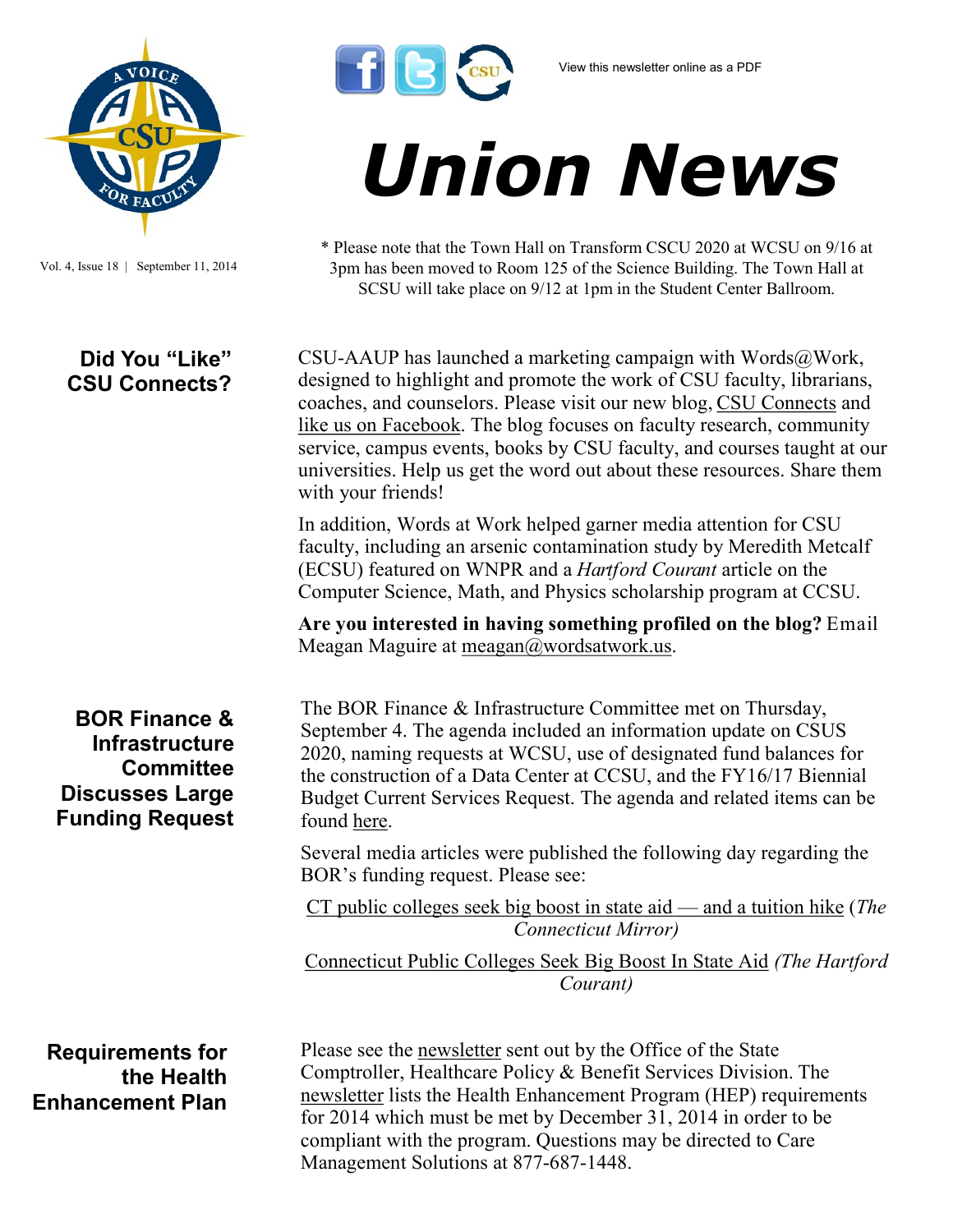View this newsletter online as a PDF

# Union News

Vol. 4, Issue 18 | September 11, 2014

* Please note that the Town Hall on Transform CSCU 2020 at WCSU on 9/16 at 3pm has been moved to Room 125 of the Science Building. The Town Hall at SCSU will take place on 9/12 at 1pm in the Student Center Ballroom.

## Did You "Like" CSU Connects?

CSU-AAUP has launched a marketing campaign with Words@Work, designed to highlight and promote the work of CSU faculty, librarians, coaches, and counselors. Please visit our new blog, CSU Connects and like us on Facebook. The blog focuses on faculty research, community service, campus events, books by CSU faculty, and courses taught at our universities. Help us get the word out about these resources. Share them with your friends!

In addition, Words at Work helped garner media attention for CSU faculty, including an arsenic contamination study by Meredith Metcalf (ECSU) featured on WNPR and a *Hartford Courant* article on the Computer Science, Math, and Physics scholarship program at CCSU.

**Are you interested in having something profiled on the blog?** Email Meagan Maguire at meagan@wordsatwork.us.

## BOR Finance & Infrastructure Committee Discusses Large Funding Request

The BOR Finance & Infrastructure Committee met on Thursday, September 4. The agenda included an information update on CSUS 2020, naming requests at WCSU, use of designated fund balances for the construction of a Data Center at CCSU, and the FY16/17 Biennial Budget Current Services Request. The agenda and related items can be found here.

Several media articles were published the following day regarding the BOR's funding request. Please see:

CT public colleges seek big boost in state aid — and a tuition hike (*The Connecticut Mirror)*

Connecticut Public Colleges Seek Big Boost In State Aid *(The Hartford Courant)*

## Requirements for the Health Enhancement Plan

Please see the newsletter sent out by the Office of the State Comptroller, Healthcare Policy & Benefit Services Division. The newsletter lists the Health Enhancement Program (HEP) requirements for 2014 which must be met by December 31, 2014 in order to be compliant with the program. Questions may be directed to Care Management Solutions at 877-687-1448.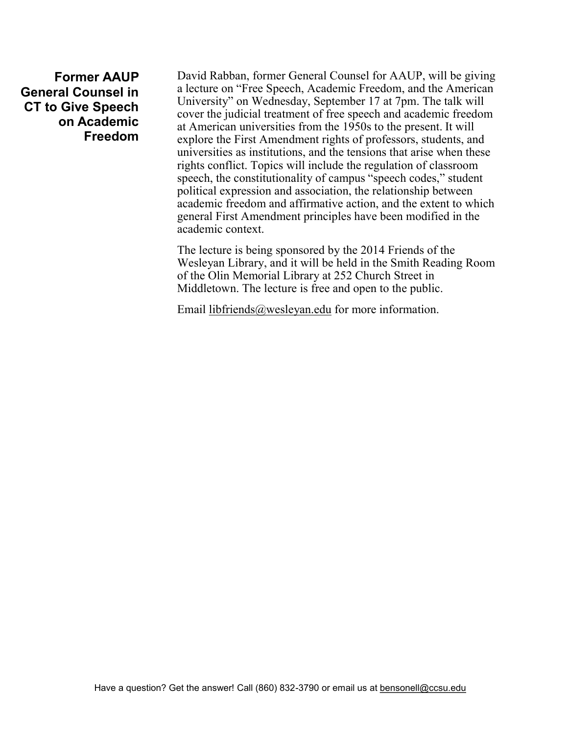## Former AAUP General Counsel in CT to Give Speech on Academic Freedom

David Rabban, former General Counsel for AAUP, will be giving a lecture on "Free Speech, Academic Freedom, and the American University" on Wednesday, September 17 at 7pm. The talk will cover the judicial treatment of free speech and academic freedom at American universities from the 1950s to the present. It will explore the First Amendment rights of professors, students, and universities as institutions, and the tensions that arise when these rights conflict. Topics will include the regulation of classroom speech, the constitutionality of campus "speech codes," student political expression and association, the relationship between academic freedom and affirmative action, and the extent to which general First Amendment principles have been modified in the academic context.

The lecture is being sponsored by the 2014 Friends of the Wesleyan Library, and it will be held in the Smith Reading Room of the Olin Memorial Library at 252 Church Street in Middletown. The lecture is free and open to the public.

Email libfriends@wesleyan.edu for more information.

Have a question? Get the answer! Call (860) 832-3790 or email us at bensonell@ccsu.edu